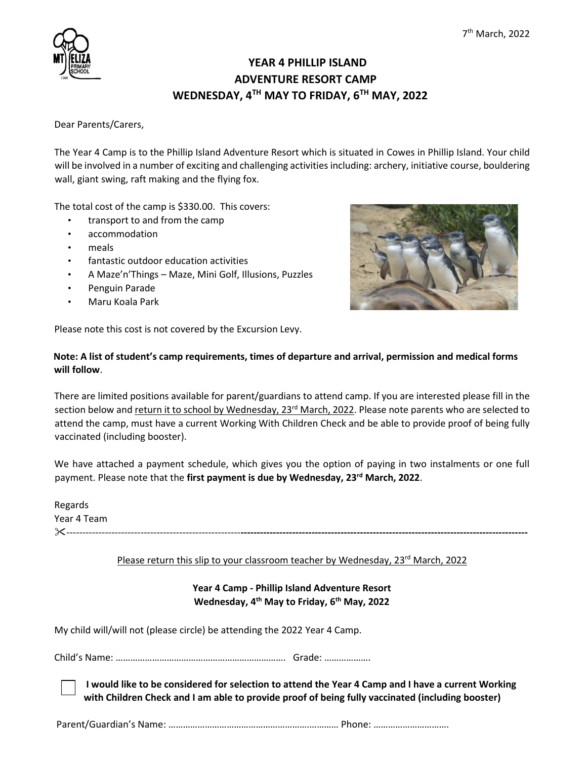7th March, 2022

# YEAR 4 PHILLIP ISLAND ADVENTURE RESORT CAMP
## WEDNESDAY, 4TH MAY TO FRIDAY, 6TH MAY, 2022

Dear Parents/Carers,

The Year 4 Camp is to the Phillip Island Adventure Resort which is situated in Cowes in Phillip Island. Your child will be involved in a number of exciting and challenging activities including: archery, initiative course, bouldering wall, giant swing, raft making and the flying fox.

The total cost of the camp is $330.00. This covers:

- transport to and from the camp
- accommodation
- meals
- fantastic outdoor education activities
- A Maze'n'Things – Maze, Mini Golf, Illusions, Puzzles
- Penguin Parade
- Maru Koala Park

Please note this cost is not covered by the Excursion Levy.

**Note: A list of student's camp requirements, times of departure and arrival, permission and medical forms will follow**.

There are limited positions available for parent/guardians to attend camp. If you are interested please fill in the section below and <u>return it to school by Wednesday, 23rd March, 2022</u>. Please note parents who are selected to attend the camp, must have a current Working With Children Check and be able to provide proof of being fully vaccinated (including booster).

We have attached a payment schedule, which gives you the option of paying in two instalments or one full payment. Please note that the **first payment is due by Wednesday, 23rd March, 2022**.

Regards
Year 4 Team

✂------------------------------------------------------------------------------------------------------------------------------------

<u>Please return this slip to your classroom teacher by Wednesday, 23rd March, 2022</u>

**Year 4 Camp - Phillip Island Adventure Resort**
**Wednesday, 4th May to Friday, 6th May, 2022**

My child will/will not (please circle) be attending the 2022 Year 4 Camp.

Child's Name: …………………………………………………………… Grade: ………………

☐ **I would like to be considered for selection to attend the Year 4 Camp and I have a current Working with Children Check and I am able to provide proof of being fully vaccinated (including booster)**

Parent/Guardian's Name: …………………………………………………………… Phone: …………………………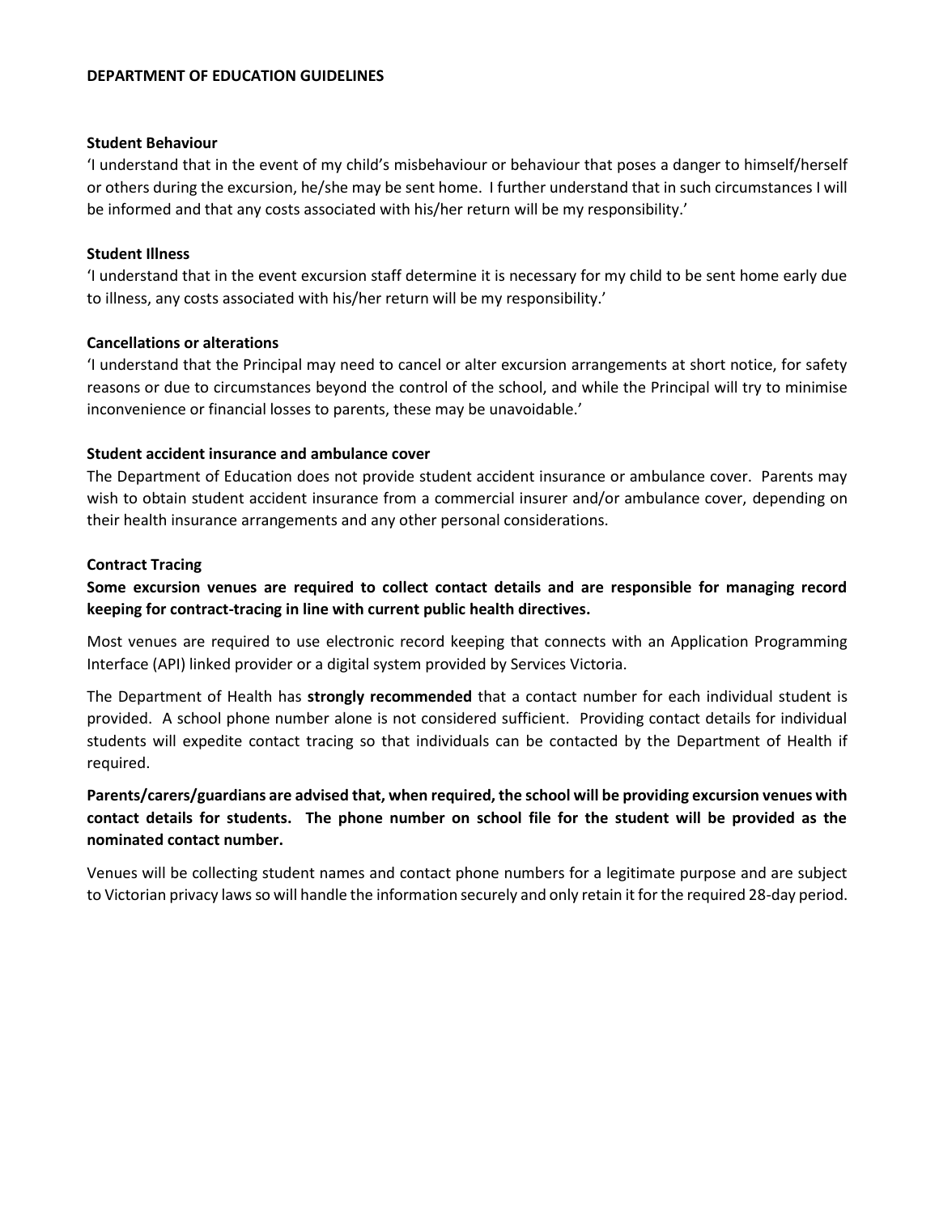**DEPARTMENT OF EDUCATION GUIDELINES**

**Student Behaviour**

'I understand that in the event of my child's misbehaviour or behaviour that poses a danger to himself/herself or others during the excursion, he/she may be sent home. I further understand that in such circumstances I will be informed and that any costs associated with his/her return will be my responsibility.'

**Student Illness**

'I understand that in the event excursion staff determine it is necessary for my child to be sent home early due to illness, any costs associated with his/her return will be my responsibility.'

**Cancellations or alterations**

'I understand that the Principal may need to cancel or alter excursion arrangements at short notice, for safety reasons or due to circumstances beyond the control of the school, and while the Principal will try to minimise inconvenience or financial losses to parents, these may be unavoidable.'

**Student accident insurance and ambulance cover**

The Department of Education does not provide student accident insurance or ambulance cover. Parents may wish to obtain student accident insurance from a commercial insurer and/or ambulance cover, depending on their health insurance arrangements and any other personal considerations.

**Contract Tracing**

**Some excursion venues are required to collect contact details and are responsible for managing record keeping for contract-tracing in line with current public health directives.**

Most venues are required to use electronic record keeping that connects with an Application Programming Interface (API) linked provider or a digital system provided by Services Victoria.

The Department of Health has **strongly recommended** that a contact number for each individual student is provided. A school phone number alone is not considered sufficient. Providing contact details for individual students will expedite contact tracing so that individuals can be contacted by the Department of Health if required.

**Parents/carers/guardians are advised that, when required, the school will be providing excursion venues with contact details for students. The phone number on school file for the student will be provided as the nominated contact number.**

Venues will be collecting student names and contact phone numbers for a legitimate purpose and are subject to Victorian privacy laws so will handle the information securely and only retain it for the required 28-day period.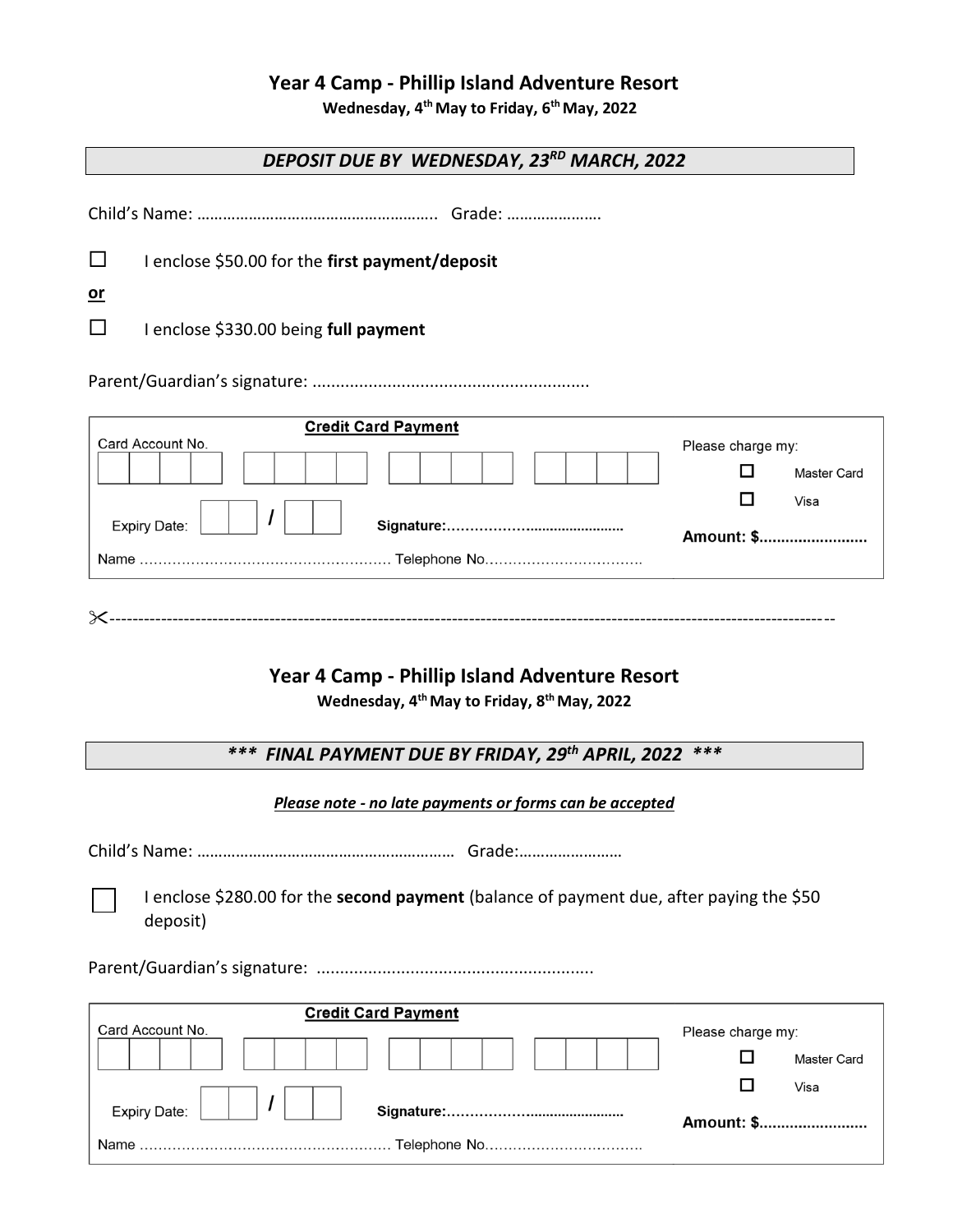## Year 4 Camp - Phillip Island Adventure Resort

**Wednesday, 4th May to Friday, 6th May, 2022**

***DEPOSIT DUE BY WEDNESDAY, 23RD MARCH, 2022***

Child's Name: ……………………………………………….. Grade: ………………….

☐ I enclose $50.00 for the **first payment/deposit**

**or**

☐ I enclose $330.00 being **full payment**

Parent/Guardian's signature: ...........................................................

**Credit Card Payment**

Card Account No. [ ][ ][ ][ ] [ ][ ][ ][ ] [ ][ ][ ][ ] [ ][ ][ ][ ]

Expiry Date: [ ][ ] / [ ][ ]

Signature:……………….......................

Name …………………………………………… Telephone No……………………………

Please charge my:

☐ Master Card

☐ Visa

**Amount: $.........................**

✂------------------------------------------------------------------------------------------------------------------------

## Year 4 Camp - Phillip Island Adventure Resort

**Wednesday, 4th May to Friday, 8th May, 2022**

***\*\*\* FINAL PAYMENT DUE BY FRIDAY, 29th APRIL, 2022 \*\*\****

***Please note - no late payments or forms can be accepted***

Child's Name: …………………………………………………. Grade:……………………

☐ I enclose $280.00 for the **second payment** (balance of payment due, after paying the $50 deposit)

Parent/Guardian's signature: ...........................................................

**Credit Card Payment**

Card Account No. [ ][ ][ ][ ] [ ][ ][ ][ ] [ ][ ][ ][ ] [ ][ ][ ][ ]

Expiry Date: [ ][ ] / [ ][ ]

Signature:……………….......................

Name …………………………………………… Telephone No……………………………

Please charge my:

☐ Master Card

☐ Visa

**Amount: $.........................**